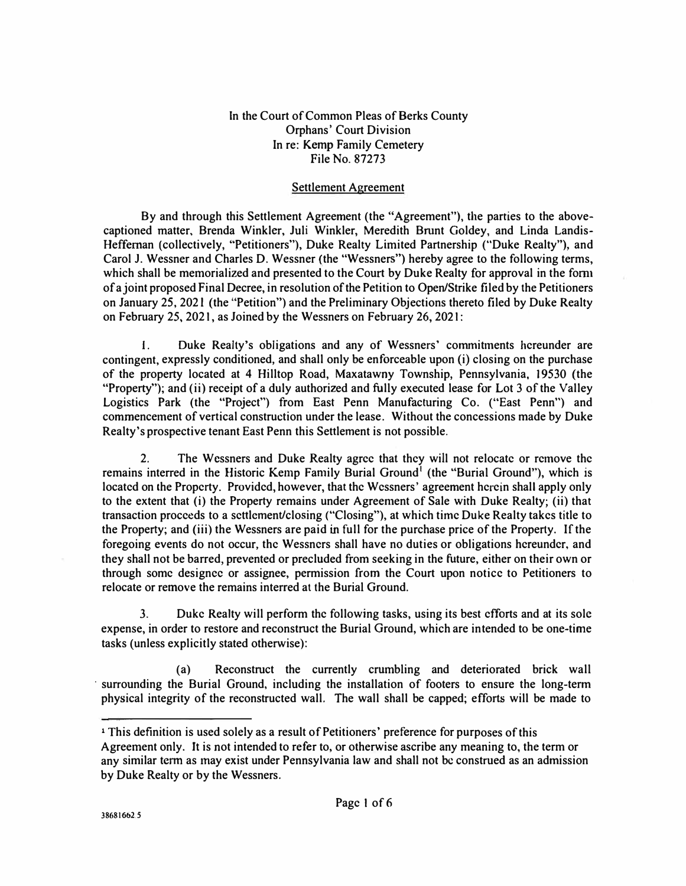In the Court of Common Pleas of Berks County
Orphans' Court Division
In re: Kemp Family Cemetery
File No. 87273

Settlement Agreement

By and through this Settlement Agreement (the "Agreement"), the parties to the above-captioned matter, Brenda Winkler, Juli Winkler, Meredith Brunt Goldey, and Linda Landis-Heffernan (collectively, "Petitioners"), Duke Realty Limited Partnership ("Duke Realty"), and Carol J. Wessner and Charles D. Wessner (the "Wessners") hereby agree to the following terms, which shall be memorialized and presented to the Court by Duke Realty for approval in the form of a joint proposed Final Decree, in resolution of the Petition to Open/Strike filed by the Petitioners on January 25, 2021 (the "Petition") and the Preliminary Objections thereto filed by Duke Realty on February 25, 2021, as Joined by the Wessners on February 26, 2021:

1. Duke Realty's obligations and any of Wessners' commitments hereunder are contingent, expressly conditioned, and shall only be enforceable upon (i) closing on the purchase of the property located at 4 Hilltop Road, Maxatawny Township, Pennsylvania, 19530 (the "Property"); and (ii) receipt of a duly authorized and fully executed lease for Lot 3 of the Valley Logistics Park (the "Project") from East Penn Manufacturing Co. ("East Penn") and commencement of vertical construction under the lease. Without the concessions made by Duke Realty's prospective tenant East Penn this Settlement is not possible.

2. The Wessners and Duke Realty agree that they will not relocate or remove the remains interred in the Historic Kemp Family Burial Ground[1] (the "Burial Ground"), which is located on the Property. Provided, however, that the Wessners' agreement herein shall apply only to the extent that (i) the Property remains under Agreement of Sale with Duke Realty; (ii) that transaction proceeds to a settlement/closing ("Closing"), at which time Duke Realty takes title to the Property; and (iii) the Wessners are paid in full for the purchase price of the Property. If the foregoing events do not occur, the Wessners shall have no duties or obligations hereunder, and they shall not be barred, prevented or precluded from seeking in the future, either on their own or through some designee or assignee, permission from the Court upon notice to Petitioners to relocate or remove the remains interred at the Burial Ground.

3. Duke Realty will perform the following tasks, using its best efforts and at its sole expense, in order to restore and reconstruct the Burial Ground, which are intended to be one-time tasks (unless explicitly stated otherwise):

(a) Reconstruct the currently crumbling and deteriorated brick wall surrounding the Burial Ground, including the installation of footers to ensure the long-term physical integrity of the reconstructed wall. The wall shall be capped; efforts will be made to

[1] This definition is used solely as a result of Petitioners' preference for purposes of this Agreement only. It is not intended to refer to, or otherwise ascribe any meaning to, the term or any similar term as may exist under Pennsylvania law and shall not be construed as an admission by Duke Realty or by the Wessners.

38681662 5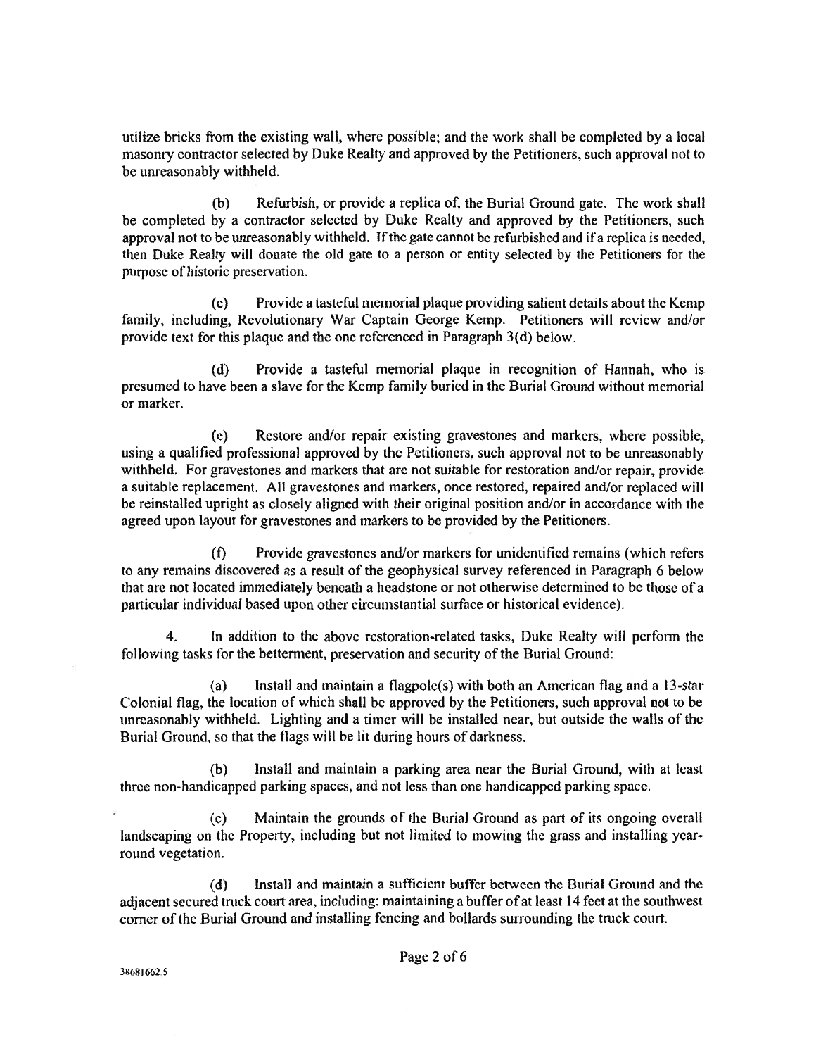utilize bricks from the existing wall, where possible; and the work shall be completed by a local masonry contractor selected by Duke Realty and approved by the Petitioners, such approval not to be unreasonably withheld.

(b) Refurbish, or provide a replica of, the Burial Ground gate. The work shall be completed by a contractor selected by Duke Realty and approved by the Petitioners, such approval not to be unreasonably withheld. If the gate cannot be refurbished and if a replica is needed, then Duke Realty will donate the old gate to a person or entity selected by the Petitioners for the purpose of historic preservation.

(c) Provide a tasteful memorial plaque providing salient details about the Kemp family, including, Revolutionary War Captain George Kemp. Petitioners will review and/or provide text for this plaque and the one referenced in Paragraph 3(d) below.

(d) Provide a tasteful memorial plaque in recognition of Hannah, who is presumed to have been a slave for the Kemp family buried in the Burial Ground without memorial or marker.

(e) Restore and/or repair existing gravestones and markers, where possible, using a qualified professional approved by the Petitioners, such approval not to be unreasonably withheld. For gravestones and markers that are not suitable for restoration and/or repair, provide a suitable replacement. All gravestones and markers, once restored, repaired and/or replaced will be reinstalled upright as closely aligned with their original position and/or in accordance with the agreed upon layout for gravestones and markers to be provided by the Petitioners.

(f) Provide gravestones and/or markers for unidentified remains (which refers to any remains discovered as a result of the geophysical survey referenced in Paragraph 6 below that are not located immediately beneath a headstone or not otherwise determined to be those of a particular individual based upon other circumstantial surface or historical evidence).

4. In addition to the above restoration-related tasks, Duke Realty will perform the following tasks for the betterment, preservation and security of the Burial Ground:

(a) Install and maintain a flagpole(s) with both an American flag and a 13-star Colonial flag, the location of which shall be approved by the Petitioners, such approval not to be unreasonably withheld. Lighting and a timer will be installed near, but outside the walls of the Burial Ground, so that the flags will be lit during hours of darkness.

(b) Install and maintain a parking area near the Burial Ground, with at least three non-handicapped parking spaces, and not less than one handicapped parking space.

(c) Maintain the grounds of the Burial Ground as part of its ongoing overall landscaping on the Property, including but not limited to mowing the grass and installing year-round vegetation.

(d) Install and maintain a sufficient buffer between the Burial Ground and the adjacent secured truck court area, including: maintaining a buffer of at least 14 feet at the southwest corner of the Burial Ground and installing fencing and bollards surrounding the truck court.

38681662.5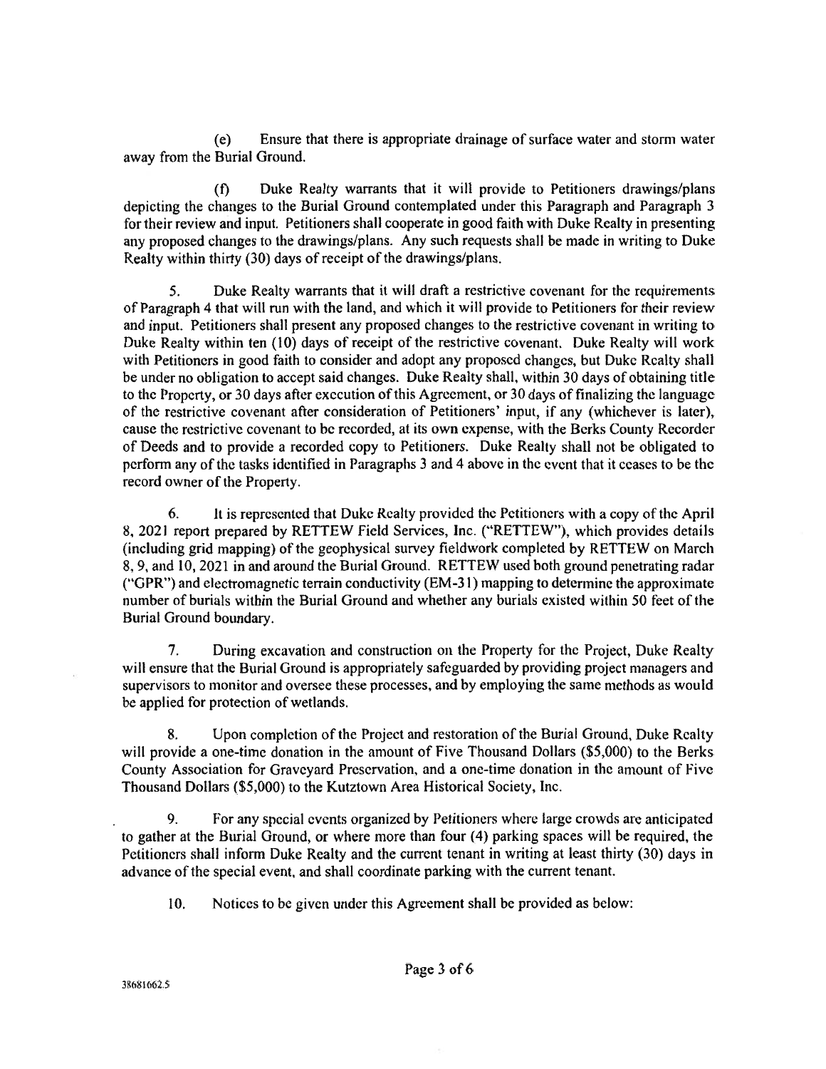(e) Ensure that there is appropriate drainage of surface water and storm water away from the Burial Ground.

(f) Duke Realty warrants that it will provide to Petitioners drawings/plans depicting the changes to the Burial Ground contemplated under this Paragraph and Paragraph 3 for their review and input. Petitioners shall cooperate in good faith with Duke Realty in presenting any proposed changes to the drawings/plans. Any such requests shall be made in writing to Duke Realty within thirty (30) days of receipt of the drawings/plans.

5. Duke Realty warrants that it will draft a restrictive covenant for the requirements of Paragraph 4 that will run with the land, and which it will provide to Petitioners for their review and input. Petitioners shall present any proposed changes to the restrictive covenant in writing to Duke Realty within ten (10) days of receipt of the restrictive covenant. Duke Realty will work with Petitioners in good faith to consider and adopt any proposed changes, but Duke Realty shall be under no obligation to accept said changes. Duke Realty shall, within 30 days of obtaining title to the Property, or 30 days after execution of this Agreement, or 30 days of finalizing the language of the restrictive covenant after consideration of Petitioners' input, if any (whichever is later), cause the restrictive covenant to be recorded, at its own expense, with the Berks County Recorder of Deeds and to provide a recorded copy to Petitioners. Duke Realty shall not be obligated to perform any of the tasks identified in Paragraphs 3 and 4 above in the event that it ceases to be the record owner of the Property.

6. It is represented that Duke Realty provided the Petitioners with a copy of the April 8, 2021 report prepared by RETTEW Field Services, Inc. ("RETTEW"), which provides details (including grid mapping) of the geophysical survey fieldwork completed by RETTEW on March 8, 9, and 10, 2021 in and around the Burial Ground. RETTEW used both ground penetrating radar ("GPR") and electromagnetic terrain conductivity (EM-31) mapping to determine the approximate number of burials within the Burial Ground and whether any burials existed within 50 feet of the Burial Ground boundary.

7. During excavation and construction on the Property for the Project, Duke Realty will ensure that the Burial Ground is appropriately safeguarded by providing project managers and supervisors to monitor and oversee these processes, and by employing the same methods as would be applied for protection of wetlands.

8. Upon completion of the Project and restoration of the Burial Ground, Duke Realty will provide a one-time donation in the amount of Five Thousand Dollars ($5,000) to the Berks County Association for Graveyard Preservation, and a one-time donation in the amount of Five Thousand Dollars ($5,000) to the Kutztown Area Historical Society, Inc.

9. For any special events organized by Petitioners where large crowds are anticipated to gather at the Burial Ground, or where more than four (4) parking spaces will be required, the Petitioners shall inform Duke Realty and the current tenant in writing at least thirty (30) days in advance of the special event, and shall coordinate parking with the current tenant.

10. Notices to be given under this Agreement shall be provided as below:

38681662.5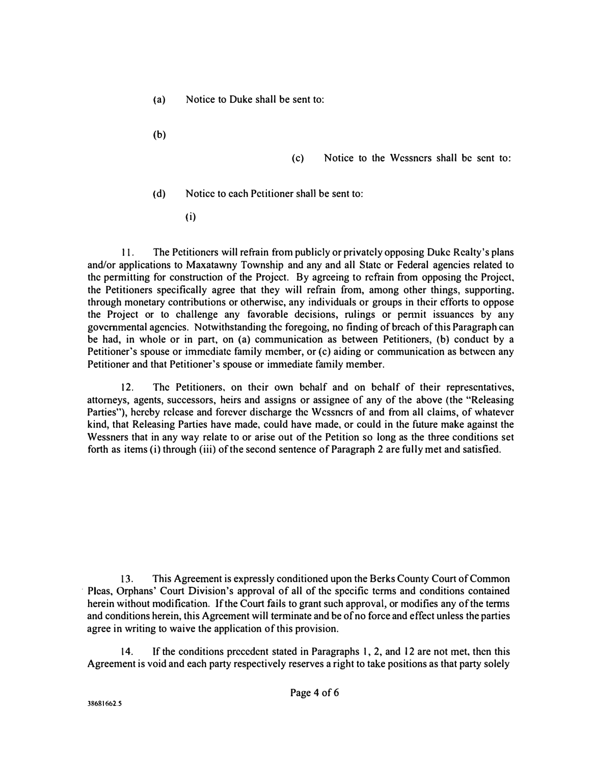(a) Notice to Duke shall be sent to:

(b)

(c) Notice to the Wessners shall be sent to:

(d) Notice to each Petitioner shall be sent to:

(i)

11. The Petitioners will refrain from publicly or privately opposing Duke Realty's plans and/or applications to Maxatawny Township and any and all State or Federal agencies related to the permitting for construction of the Project. By agreeing to refrain from opposing the Project, the Petitioners specifically agree that they will refrain from, among other things, supporting, through monetary contributions or otherwise, any individuals or groups in their efforts to oppose the Project or to challenge any favorable decisions, rulings or permit issuances by any governmental agencies. Notwithstanding the foregoing, no finding of breach of this Paragraph can be had, in whole or in part, on (a) communication as between Petitioners, (b) conduct by a Petitioner's spouse or immediate family member, or (c) aiding or communication as between any Petitioner and that Petitioner's spouse or immediate family member.

12. The Petitioners, on their own behalf and on behalf of their representatives, attorneys, agents, successors, heirs and assigns or assignee of any of the above (the "Releasing Parties"), hereby release and forever discharge the Wessners of and from all claims, of whatever kind, that Releasing Parties have made, could have made, or could in the future make against the Wessners that in any way relate to or arise out of the Petition so long as the three conditions set forth as items (i) through (iii) of the second sentence of Paragraph 2 are fully met and satisfied.

13. This Agreement is expressly conditioned upon the Berks County Court of Common Pleas, Orphans' Court Division's approval of all of the specific terms and conditions contained herein without modification. If the Court fails to grant such approval, or modifies any of the terms and conditions herein, this Agreement will terminate and be of no force and effect unless the parties agree in writing to waive the application of this provision.

14. If the conditions precedent stated in Paragraphs 1, 2, and 12 are not met, then this Agreement is void and each party respectively reserves a right to take positions as that party solely

38681662.5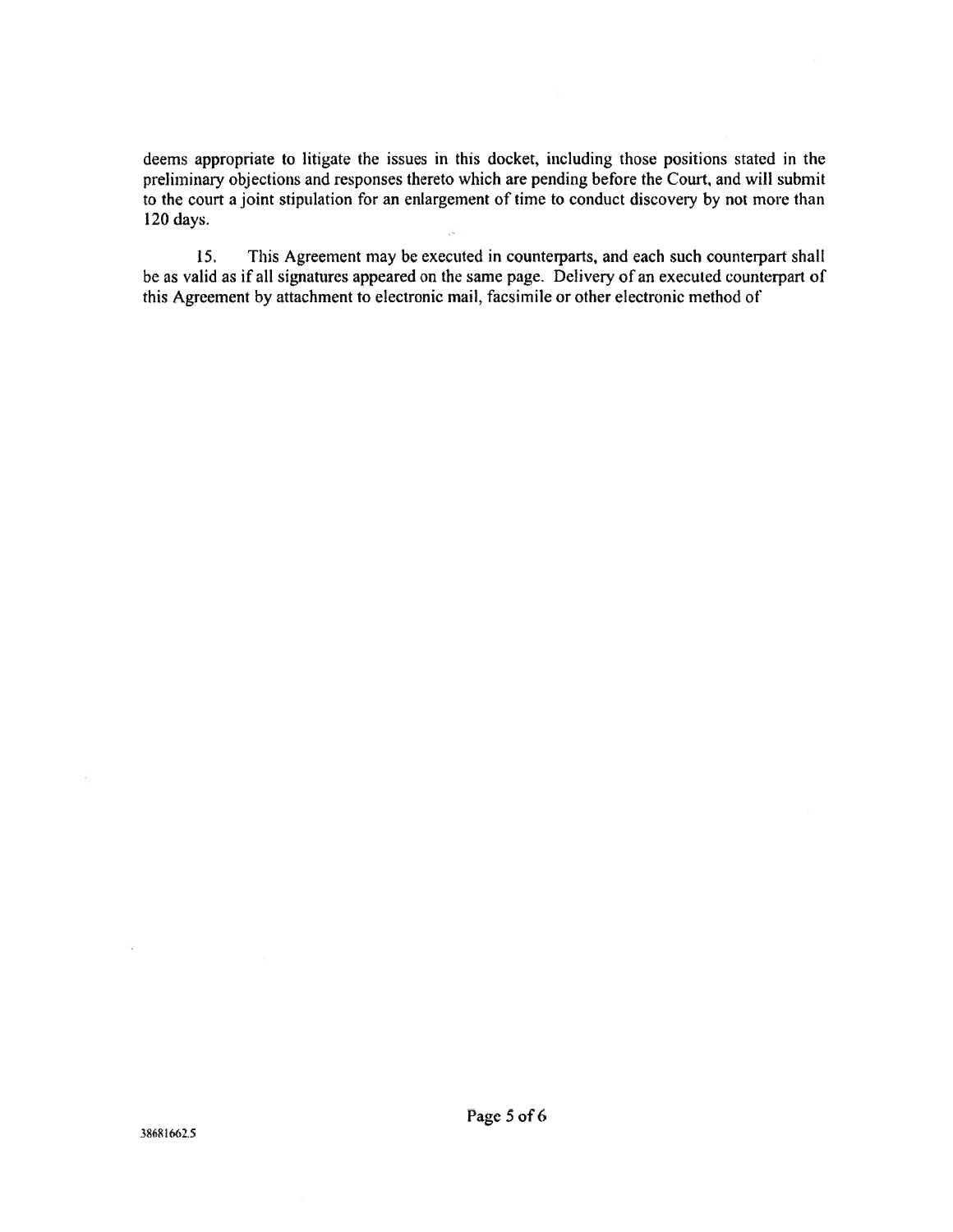deems appropriate to litigate the issues in this docket, including those positions stated in the preliminary objections and responses thereto which are pending before the Court, and will submit to the court a joint stipulation for an enlargement of time to conduct discovery by not more than 120 days.

15. This Agreement may be executed in counterparts, and each such counterpart shall be as valid as if all signatures appeared on the same page. Delivery of an executed counterpart of this Agreement by attachment to electronic mail, facsimile or other electronic method of

38681662.5